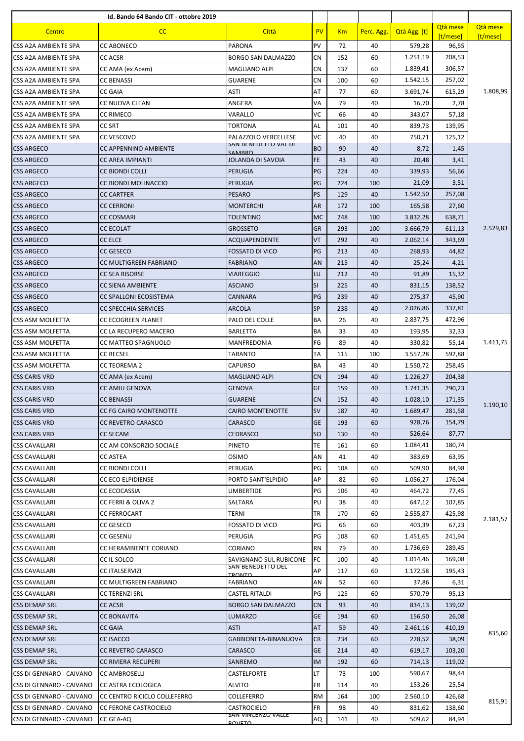| Id. Bando 64 Bando CIT - ottobre 2019 | | | | | | | | |
|---|---|---|---|---|---|---|---|---|
| Centro | CC | Città | PV | Km | Perc. Agg. | Qtà Agg. [t] | Qtà mese [t/mese] | Qtà mese [t/mese] |
| CSS A2A AMBIENTE SPA | CC ABONECO | PARONA | PV | 72 | 40 | 579,28 | 96,55 | 1.808,99 |
| CSS A2A AMBIENTE SPA | CC ACSR | BORGO SAN DALMAZZO | CN | 152 | 60 | 1.251,19 | 208,53 | |
| CSS A2A AMBIENTE SPA | CC AMA (ex Acem) | MAGLIANO ALPI | CN | 137 | 60 | 1.839,41 | 306,57 | |
| CSS A2A AMBIENTE SPA | CC BENASSI | GUARENE | CN | 100 | 60 | 1.542,15 | 257,02 | |
| CSS A2A AMBIENTE SPA | CC GAIA | ASTI | AT | 77 | 60 | 3.691,74 | 615,29 | |
| CSS A2A AMBIENTE SPA | CC NUOVA CLEAN | ANGERA | VA | 79 | 40 | 16,70 | 2,78 | |
| CSS A2A AMBIENTE SPA | CC RIMECO | VARALLO | VC | 66 | 40 | 343,07 | 57,18 | |
| CSS A2A AMBIENTE SPA | CC SRT | TORTONA | AL | 101 | 40 | 839,73 | 139,95 | |
| CSS A2A AMBIENTE SPA | CC VESCOVO | PALAZZOLO VERCELLESE | VC | 40 | 40 | 750,71 | 125,12 | |
| CSS ARGECO | CC APPENNINO AMBIENTE | SAN BENEDETTO VAL DI SAMBRO | BO | 90 | 40 | 8,72 | 1,45 | 2.529,83 |
| CSS ARGECO | CC AREA IMPIANTI | JOLANDA DI SAVOIA | FE | 43 | 40 | 20,48 | 3,41 | |
| CSS ARGECO | CC BIONDI COLLI | PERUGIA | PG | 224 | 40 | 339,93 | 56,66 | |
| CSS ARGECO | CC BIONDI MOLINACCIO | PERUGIA | PG | 224 | 100 | 21,09 | 3,51 | |
| CSS ARGECO | CC CARTFER | PESARO | PS | 129 | 40 | 1.542,50 | 257,08 | |
| CSS ARGECO | CC CERRONI | MONTERCHI | AR | 172 | 100 | 165,58 | 27,60 | |
| CSS ARGECO | CC COSMARI | TOLENTINO | MC | 248 | 100 | 3.832,28 | 638,71 | |
| CSS ARGECO | CC ECOLAT | GROSSETO | GR | 293 | 100 | 3.666,79 | 611,13 | |
| CSS ARGECO | CC ELCE | ACQUAPENDENTE | VT | 292 | 40 | 2.062,14 | 343,69 | |
| CSS ARGECO | CC GESECO | FOSSATO DI VICO | PG | 213 | 40 | 268,93 | 44,82 | |
| CSS ARGECO | CC MULTIGREEN FABRIANO | FABRIANO | AN | 215 | 40 | 25,24 | 4,21 | |
| CSS ARGECO | CC SEA RISORSE | VIAREGGIO | LU | 212 | 40 | 91,89 | 15,32 | |
| CSS ARGECO | CC SIENA AMBIENTE | ASCIANO | SI | 225 | 40 | 831,15 | 138,52 | |
| CSS ARGECO | CC SPALLONI ECOSISTEMA | CANNARA | PG | 239 | 40 | 275,37 | 45,90 | |
| CSS ARGECO | CC SPECCHIA SERVICES | ARCOLA | SP | 238 | 40 | 2.026,86 | 337,81 | |
| CSS ASM MOLFETTA | CC ECOGREEN PLANET | PALO DEL COLLE | BA | 26 | 40 | 2.837,75 | 472,96 | 1.411,75 |
| CSS ASM MOLFETTA | CC LA RECUPERO MACERO | BARLETTA | BA | 33 | 40 | 193,95 | 32,33 | |
| CSS ASM MOLFETTA | CC MATTEO SPAGNUOLO | MANFREDONIA | FG | 89 | 40 | 330,82 | 55,14 | |
| CSS ASM MOLFETTA | CC RECSEL | TARANTO | TA | 115 | 100 | 3.557,28 | 592,88 | |
| CSS ASM MOLFETTA | CC TEOREMA 2 | CAPURSO | BA | 43 | 40 | 1.550,72 | 258,45 | |
| CSS CARIS VRD | CC AMA (ex Acem) | MAGLIANO ALPI | CN | 194 | 40 | 1.226,27 | 204,38 | 1.190,10 |
| CSS CARIS VRD | CC AMIU GENOVA | GENOVA | GE | 159 | 40 | 1.741,35 | 290,23 | |
| CSS CARIS VRD | CC BENASSI | GUARENE | CN | 152 | 40 | 1.028,10 | 171,35 | |
| CSS CARIS VRD | CC FG CAIRO MONTENOTTE | CAIRO MONTENOTTE | SV | 187 | 40 | 1.689,47 | 281,58 | |
| CSS CARIS VRD | CC REVETRO CARASCO | CARASCO | GE | 193 | 60 | 928,76 | 154,79 | |
| CSS CARIS VRD | CC SECAM | CEDRASCO | SO | 130 | 40 | 526,64 | 87,77 | |
| CSS CAVALLARI | CC AM CONSORZIO SOCIALE | PINETO | TE | 161 | 60 | 1.084,41 | 180,74 | 2.181,57 |
| CSS CAVALLARI | CC ASTEA | OSIMO | AN | 41 | 40 | 383,69 | 63,95 | |
| CSS CAVALLARI | CC BIONDI COLLI | PERUGIA | PG | 108 | 60 | 509,90 | 84,98 | |
| CSS CAVALLARI | CC ECO ELPIDIENSE | PORTO SANT'ELPIDIO | AP | 82 | 60 | 1.056,27 | 176,04 | |
| CSS CAVALLARI | CC ECOCASSIA | UMBERTIDE | PG | 106 | 40 | 464,72 | 77,45 | |
| CSS CAVALLARI | CC FERRI & OLIVA 2 | SALTARA | PU | 38 | 40 | 647,12 | 107,85 | |
| CSS CAVALLARI | CC FERROCART | TERNI | TR | 170 | 60 | 2.555,87 | 425,98 | |
| CSS CAVALLARI | CC GESECO | FOSSATO DI VICO | PG | 66 | 60 | 403,39 | 67,23 | |
| CSS CAVALLARI | CC GESENU | PERUGIA | PG | 108 | 60 | 1.451,65 | 241,94 | |
| CSS CAVALLARI | CC HERAMBIENTE CORIANO | CORIANO | RN | 79 | 40 | 1.736,69 | 289,45 | |
| CSS CAVALLARI | CC IL SOLCO | SAVIGNANO SUL RUBICONE | FC | 100 | 40 | 1.014,46 | 169,08 | |
| CSS CAVALLARI | CC ITALSERVIZI | SAN BENEDETTO DEL TRONTO | AP | 117 | 60 | 1.172,58 | 195,43 | |
| CSS CAVALLARI | CC MULTIGREEN FABRIANO | FABRIANO | AN | 52 | 60 | 37,86 | 6,31 | |
| CSS CAVALLARI | CC TERENZI SRL | CASTEL RITALDI | PG | 125 | 60 | 570,79 | 95,13 | |
| CSS DEMAP SRL | CC ACSR | BORGO SAN DALMAZZO | CN | 93 | 40 | 834,13 | 139,02 | 835,60 |
| CSS DEMAP SRL | CC BONAVITA | LUMARZO | GE | 194 | 60 | 156,50 | 26,08 | |
| CSS DEMAP SRL | CC GAIA | ASTI | AT | 59 | 40 | 2.461,16 | 410,19 | |
| CSS DEMAP SRL | CC ISACCO | GABBIONETA-BINANUOVA | CR | 234 | 60 | 228,52 | 38,09 | |
| CSS DEMAP SRL | CC REVETRO CARASCO | CARASCO | GE | 214 | 40 | 619,17 | 103,20 | |
| CSS DEMAP SRL | CC RIVIERA RECUPERI | SANREMO | IM | 192 | 60 | 714,13 | 119,02 | |
| CSS DI GENNARO - CAIVANO | CC AMBROSELLI | CASTELFORTE | LT | 73 | 100 | 590,67 | 98,44 | 815,91 |
| CSS DI GENNARO - CAIVANO | CC ASTRA ECOLOGICA | ALVITO | FR | 114 | 40 | 153,26 | 25,54 | |
| CSS DI GENNARO - CAIVANO | CC CENTRO RICICLO COLLEFERRO | COLLEFERRO | RM | 164 | 100 | 2.560,10 | 426,68 | |
| CSS DI GENNARO - CAIVANO | CC FERONE CASTROCIELO | CASTROCIELO | FR | 98 | 40 | 831,62 | 138,60 | |
| CSS DI GENNARO - CAIVANO | CC GEA-AQ | SAN VINCENZO VALLE ROVETO | AQ | 141 | 40 | 509,62 | 84,94 | |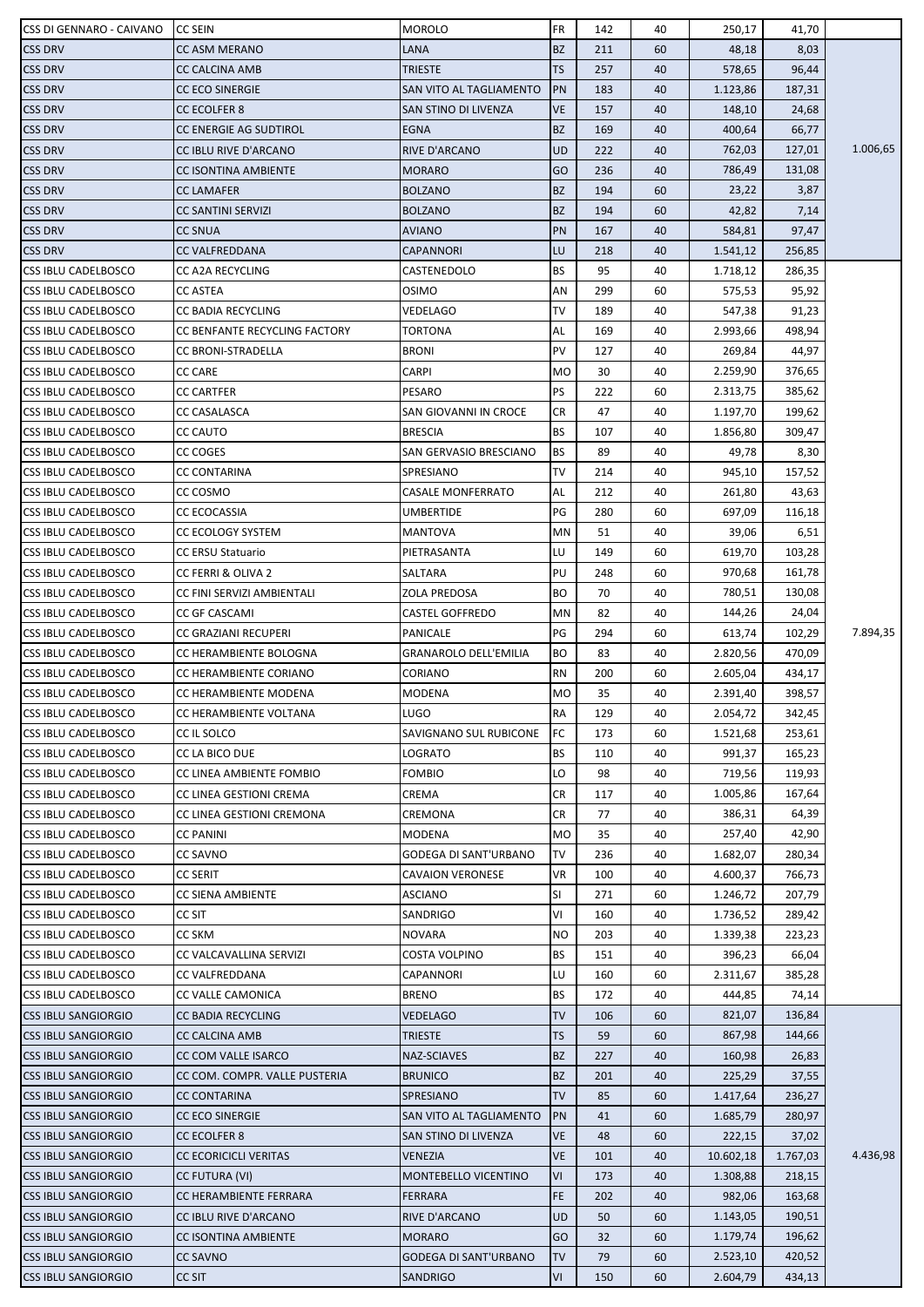| CSS DI GENNARO - CAIVANO | CC SEIN | MOROLO | FR | 142 | 40 | 250,17 | 41,70 | |
|---|---|---|---|---|---|---|---|---|
| CSS DRV | CC ASM MERANO | LANA | BZ | 211 | 60 | 48,18 | 8,03 | |
| CSS DRV | CC CALCINA AMB | TRIESTE | TS | 257 | 40 | 578,65 | 96,44 | |
| CSS DRV | CC ECO SINERGIE | SAN VITO AL TAGLIAMENTO | PN | 183 | 40 | 1.123,86 | 187,31 | |
| CSS DRV | CC ECOLFER 8 | SAN STINO DI LIVENZA | VE | 157 | 40 | 148,10 | 24,68 | |
| CSS DRV | CC ENERGIE AG SUDTIROL | EGNA | BZ | 169 | 40 | 400,64 | 66,77 | |
| CSS DRV | CC IBLU RIVE D'ARCANO | RIVE D'ARCANO | UD | 222 | 40 | 762,03 | 127,01 | 1.006,65 |
| CSS DRV | CC ISONTINA AMBIENTE | MORARO | GO | 236 | 40 | 786,49 | 131,08 | |
| CSS DRV | CC LAMAFER | BOLZANO | BZ | 194 | 60 | 23,22 | 3,87 | |
| CSS DRV | CC SANTINI SERVIZI | BOLZANO | BZ | 194 | 60 | 42,82 | 7,14 | |
| CSS DRV | CC SNUA | AVIANO | PN | 167 | 40 | 584,81 | 97,47 | |
| CSS DRV | CC VALFREDDANA | CAPANNORI | LU | 218 | 40 | 1.541,12 | 256,85 | |
| CSS IBLU CADELBOSCO | CC A2A RECYCLING | CASTENEDOLO | BS | 95 | 40 | 1.718,12 | 286,35 | |
| CSS IBLU CADELBOSCO | CC ASTEA | OSIMO | AN | 299 | 60 | 575,53 | 95,92 | |
| CSS IBLU CADELBOSCO | CC BADIA RECYCLING | VEDELAGO | TV | 189 | 40 | 547,38 | 91,23 | |
| CSS IBLU CADELBOSCO | CC BENFANTE RECYCLING FACTORY | TORTONA | AL | 169 | 40 | 2.993,66 | 498,94 | |
| CSS IBLU CADELBOSCO | CC BRONI-STRADELLA | BRONI | PV | 127 | 40 | 269,84 | 44,97 | |
| CSS IBLU CADELBOSCO | CC CARE | CARPI | MO | 30 | 40 | 2.259,90 | 376,65 | |
| CSS IBLU CADELBOSCO | CC CARTFER | PESARO | PS | 222 | 60 | 2.313,75 | 385,62 | |
| CSS IBLU CADELBOSCO | CC CASALASCA | SAN GIOVANNI IN CROCE | CR | 47 | 40 | 1.197,70 | 199,62 | |
| CSS IBLU CADELBOSCO | CC CAUTO | BRESCIA | BS | 107 | 40 | 1.856,80 | 309,47 | |
| CSS IBLU CADELBOSCO | CC COGES | SAN GERVASIO BRESCIANO | BS | 89 | 40 | 49,78 | 8,30 | |
| CSS IBLU CADELBOSCO | CC CONTARINA | SPRESIANO | TV | 214 | 40 | 945,10 | 157,52 | |
| CSS IBLU CADELBOSCO | CC COSMO | CASALE MONFERRATO | AL | 212 | 40 | 261,80 | 43,63 | |
| CSS IBLU CADELBOSCO | CC ECOCASSIA | UMBERTIDE | PG | 280 | 60 | 697,09 | 116,18 | |
| CSS IBLU CADELBOSCO | CC ECOLOGY SYSTEM | MANTOVA | MN | 51 | 40 | 39,06 | 6,51 | |
| CSS IBLU CADELBOSCO | CC ERSU Statuario | PIETRASANTA | LU | 149 | 60 | 619,70 | 103,28 | |
| CSS IBLU CADELBOSCO | CC FERRI & OLIVA 2 | SALTARA | PU | 248 | 60 | 970,68 | 161,78 | |
| CSS IBLU CADELBOSCO | CC FINI SERVIZI AMBIENTALI | ZOLA PREDOSA | BO | 70 | 40 | 780,51 | 130,08 | |
| CSS IBLU CADELBOSCO | CC GF CASCAMI | CASTEL GOFFREDO | MN | 82 | 40 | 144,26 | 24,04 | |
| CSS IBLU CADELBOSCO | CC GRAZIANI RECUPERI | PANICALE | PG | 294 | 60 | 613,74 | 102,29 | 7.894,35 |
| CSS IBLU CADELBOSCO | CC HERAMBIENTE BOLOGNA | GRANAROLO DELL'EMILIA | BO | 83 | 40 | 2.820,56 | 470,09 | |
| CSS IBLU CADELBOSCO | CC HERAMBIENTE CORIANO | CORIANO | RN | 200 | 60 | 2.605,04 | 434,17 | |
| CSS IBLU CADELBOSCO | CC HERAMBIENTE MODENA | MODENA | MO | 35 | 40 | 2.391,40 | 398,57 | |
| CSS IBLU CADELBOSCO | CC HERAMBIENTE VOLTANA | LUGO | RA | 129 | 40 | 2.054,72 | 342,45 | |
| CSS IBLU CADELBOSCO | CC IL SOLCO | SAVIGNANO SUL RUBICONE | FC | 173 | 60 | 1.521,68 | 253,61 | |
| CSS IBLU CADELBOSCO | CC LA BICO DUE | LOGRATO | BS | 110 | 40 | 991,37 | 165,23 | |
| CSS IBLU CADELBOSCO | CC LINEA AMBIENTE FOMBIO | FOMBIO | LO | 98 | 40 | 719,56 | 119,93 | |
| CSS IBLU CADELBOSCO | CC LINEA GESTIONI CREMA | CREMA | CR | 117 | 40 | 1.005,86 | 167,64 | |
| CSS IBLU CADELBOSCO | CC LINEA GESTIONI CREMONA | CREMONA | CR | 77 | 40 | 386,31 | 64,39 | |
| CSS IBLU CADELBOSCO | CC PANINI | MODENA | MO | 35 | 40 | 257,40 | 42,90 | |
| CSS IBLU CADELBOSCO | CC SAVNO | GODEGA DI SANT'URBANO | TV | 236 | 40 | 1.682,07 | 280,34 | |
| CSS IBLU CADELBOSCO | CC SERIT | CAVAION VERONESE | VR | 100 | 40 | 4.600,37 | 766,73 | |
| CSS IBLU CADELBOSCO | CC SIENA AMBIENTE | ASCIANO | SI | 271 | 60 | 1.246,72 | 207,79 | |
| CSS IBLU CADELBOSCO | CC SIT | SANDRIGO | VI | 160 | 40 | 1.736,52 | 289,42 | |
| CSS IBLU CADELBOSCO | CC SKM | NOVARA | NO | 203 | 40 | 1.339,38 | 223,23 | |
| CSS IBLU CADELBOSCO | CC VALCAVALLINA SERVIZI | COSTA VOLPINO | BS | 151 | 40 | 396,23 | 66,04 | |
| CSS IBLU CADELBOSCO | CC VALFREDDANA | CAPANNORI | LU | 160 | 60 | 2.311,67 | 385,28 | |
| CSS IBLU CADELBOSCO | CC VALLE CAMONICA | BRENO | BS | 172 | 40 | 444,85 | 74,14 | |
| CSS IBLU SANGIORGIO | CC BADIA RECYCLING | VEDELAGO | TV | 106 | 60 | 821,07 | 136,84 | |
| CSS IBLU SANGIORGIO | CC CALCINA AMB | TRIESTE | TS | 59 | 60 | 867,98 | 144,66 | |
| CSS IBLU SANGIORGIO | CC COM VALLE ISARCO | NAZ-SCIAVES | BZ | 227 | 40 | 160,98 | 26,83 | |
| CSS IBLU SANGIORGIO | CC COM. COMPR. VALLE PUSTERIA | BRUNICO | BZ | 201 | 40 | 225,29 | 37,55 | |
| CSS IBLU SANGIORGIO | CC CONTARINA | SPRESIANO | TV | 85 | 60 | 1.417,64 | 236,27 | |
| CSS IBLU SANGIORGIO | CC ECO SINERGIE | SAN VITO AL TAGLIAMENTO | PN | 41 | 60 | 1.685,79 | 280,97 | |
| CSS IBLU SANGIORGIO | CC ECOLFER 8 | SAN STINO DI LIVENZA | VE | 48 | 60 | 222,15 | 37,02 | |
| CSS IBLU SANGIORGIO | CC ECORICICLI VERITAS | VENEZIA | VE | 101 | 40 | 10.602,18 | 1.767,03 | 4.436,98 |
| CSS IBLU SANGIORGIO | CC FUTURA (VI) | MONTEBELLO VICENTINO | VI | 173 | 40 | 1.308,88 | 218,15 | |
| CSS IBLU SANGIORGIO | CC HERAMBIENTE FERRARA | FERRARA | FE | 202 | 40 | 982,06 | 163,68 | |
| CSS IBLU SANGIORGIO | CC IBLU RIVE D'ARCANO | RIVE D'ARCANO | UD | 50 | 60 | 1.143,05 | 190,51 | |
| CSS IBLU SANGIORGIO | CC ISONTINA AMBIENTE | MORARO | GO | 32 | 60 | 1.179,74 | 196,62 | |
| CSS IBLU SANGIORGIO | CC SAVNO | GODEGA DI SANT'URBANO | TV | 79 | 60 | 2.523,10 | 420,52 | |
| CSS IBLU SANGIORGIO | CC SIT | SANDRIGO | VI | 150 | 60 | 2.604,79 | 434,13 | |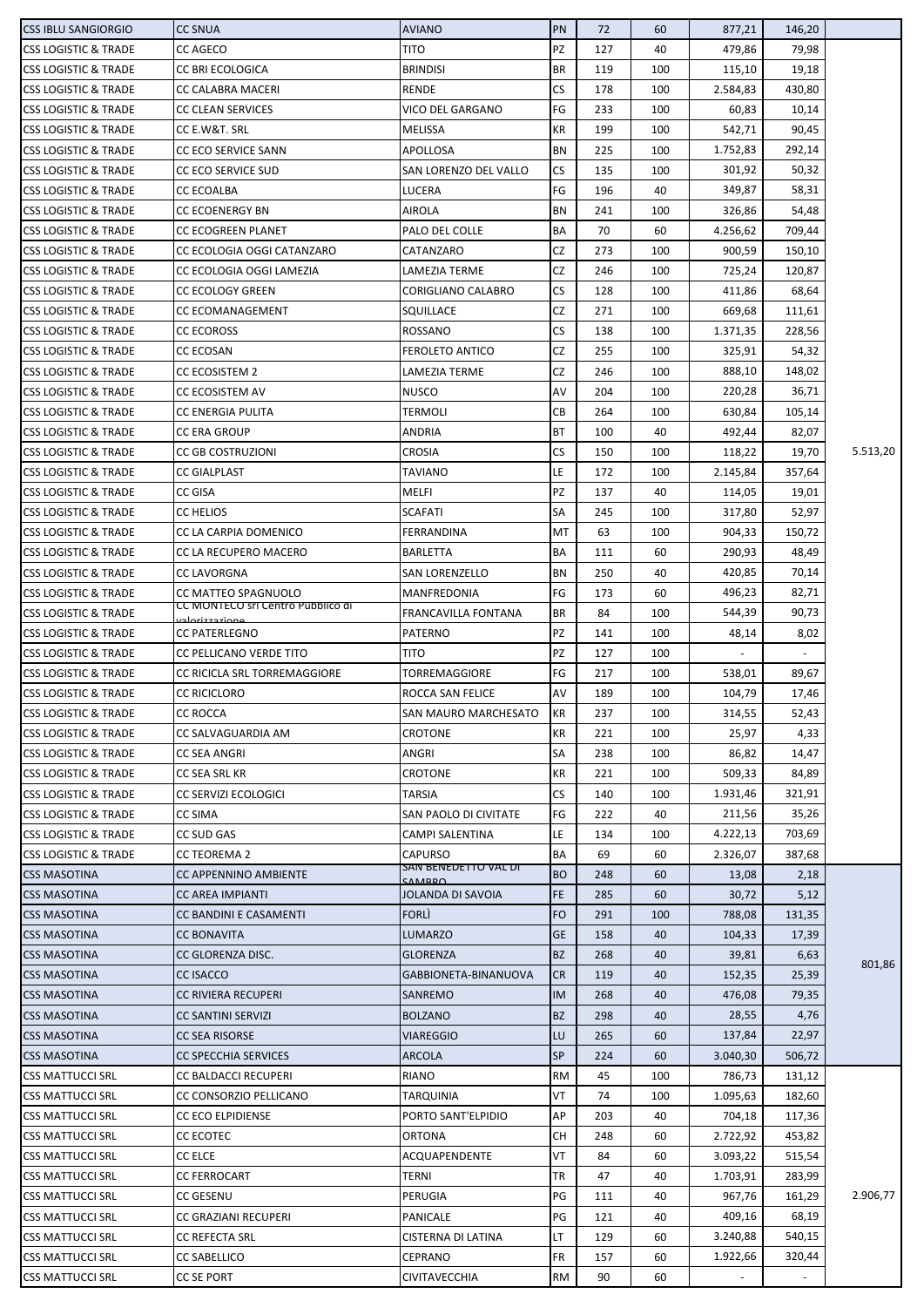| CSS IBLU SANGIORGIO | CC SNUA | AVIANO | PN | 72 | 60 | 877,21 | 146,20 | |
|---|---|---|---|---|---|---|---|---|
| CSS LOGISTIC & TRADE | CC AGECO | TITO | PZ | 127 | 40 | 479,86 | 79,98 | 5.513,20 |
| CSS LOGISTIC & TRADE | CC BRI ECOLOGICA | BRINDISI | BR | 119 | 100 | 115,10 | 19,18 | |
| CSS LOGISTIC & TRADE | CC CALABRA MACERI | RENDE | CS | 178 | 100 | 2.584,83 | 430,80 | |
| CSS LOGISTIC & TRADE | CC CLEAN SERVICES | VICO DEL GARGANO | FG | 233 | 100 | 60,83 | 10,14 | |
| CSS LOGISTIC & TRADE | CC E.W&T. SRL | MELISSA | KR | 199 | 100 | 542,71 | 90,45 | |
| CSS LOGISTIC & TRADE | CC ECO SERVICE SANN | APOLLOSA | BN | 225 | 100 | 1.752,83 | 292,14 | |
| CSS LOGISTIC & TRADE | CC ECO SERVICE SUD | SAN LORENZO DEL VALLO | CS | 135 | 100 | 301,92 | 50,32 | |
| CSS LOGISTIC & TRADE | CC ECOALBA | LUCERA | FG | 196 | 40 | 349,87 | 58,31 | |
| CSS LOGISTIC & TRADE | CC ECOENERGY BN | AIROLA | BN | 241 | 100 | 326,86 | 54,48 | |
| CSS LOGISTIC & TRADE | CC ECOGREEN PLANET | PALO DEL COLLE | BA | 70 | 60 | 4.256,62 | 709,44 | |
| CSS LOGISTIC & TRADE | CC ECOLOGIA OGGI CATANZARO | CATANZARO | CZ | 273 | 100 | 900,59 | 150,10 | |
| CSS LOGISTIC & TRADE | CC ECOLOGIA OGGI LAMEZIA | LAMEZIA TERME | CZ | 246 | 100 | 725,24 | 120,87 | |
| CSS LOGISTIC & TRADE | CC ECOLOGY GREEN | CORIGLIANO CALABRO | CS | 128 | 100 | 411,86 | 68,64 | |
| CSS LOGISTIC & TRADE | CC ECOMANAGEMENT | SQUILLACE | CZ | 271 | 100 | 669,68 | 111,61 | |
| CSS LOGISTIC & TRADE | CC ECOROSS | ROSSANO | CS | 138 | 100 | 1.371,35 | 228,56 | |
| CSS LOGISTIC & TRADE | CC ECOSAN | FEROLETO ANTICO | CZ | 255 | 100 | 325,91 | 54,32 | |
| CSS LOGISTIC & TRADE | CC ECOSISTEM 2 | LAMEZIA TERME | CZ | 246 | 100 | 888,10 | 148,02 | |
| CSS LOGISTIC & TRADE | CC ECOSISTEM AV | NUSCO | AV | 204 | 100 | 220,28 | 36,71 | |
| CSS LOGISTIC & TRADE | CC ENERGIA PULITA | TERMOLI | CB | 264 | 100 | 630,84 | 105,14 | |
| CSS LOGISTIC & TRADE | CC ERA GROUP | ANDRIA | BT | 100 | 40 | 492,44 | 82,07 | |
| CSS LOGISTIC & TRADE | CC GB COSTRUZIONI | CROSIA | CS | 150 | 100 | 118,22 | 19,70 | |
| CSS LOGISTIC & TRADE | CC GIALPLAST | TAVIANO | LE | 172 | 100 | 2.145,84 | 357,64 | |
| CSS LOGISTIC & TRADE | CC GISA | MELFI | PZ | 137 | 40 | 114,05 | 19,01 | |
| CSS LOGISTIC & TRADE | CC HELIOS | SCAFATI | SA | 245 | 100 | 317,80 | 52,97 | |
| CSS LOGISTIC & TRADE | CC LA CARPIA DOMENICO | FERRANDINA | MT | 63 | 100 | 904,33 | 150,72 | |
| CSS LOGISTIC & TRADE | CC LA RECUPERO MACERO | BARLETTA | BA | 111 | 60 | 290,93 | 48,49 | |
| CSS LOGISTIC & TRADE | CC LAVORGNA | SAN LORENZELLO | BN | 250 | 40 | 420,85 | 70,14 | |
| CSS LOGISTIC & TRADE | CC MATTEO SPAGNUOLO | MANFREDONIA | FG | 173 | 60 | 496,23 | 82,71 | |
| CSS LOGISTIC & TRADE | CC MONTECO srl Centro Pubblico di valorizzazione | FRANCAVILLA FONTANA | BR | 84 | 100 | 544,39 | 90,73 | |
| CSS LOGISTIC & TRADE | CC PATERLEGNO | PATERNO | PZ | 141 | 100 | 48,14 | 8,02 | |
| CSS LOGISTIC & TRADE | CC PELLICANO VERDE TITO | TITO | PZ | 127 | 100 | - | - | |
| CSS LOGISTIC & TRADE | CC RICICLA SRL TORREMAGGIORE | TORREMAGGIORE | FG | 217 | 100 | 538,01 | 89,67 | |
| CSS LOGISTIC & TRADE | CC RICICLORO | ROCCA SAN FELICE | AV | 189 | 100 | 104,79 | 17,46 | |
| CSS LOGISTIC & TRADE | CC ROCCA | SAN MAURO MARCHESATO | KR | 237 | 100 | 314,55 | 52,43 | |
| CSS LOGISTIC & TRADE | CC SALVAGUARDIA AM | CROTONE | KR | 221 | 100 | 25,97 | 4,33 | |
| CSS LOGISTIC & TRADE | CC SEA ANGRI | ANGRI | SA | 238 | 100 | 86,82 | 14,47 | |
| CSS LOGISTIC & TRADE | CC SEA SRL KR | CROTONE | KR | 221 | 100 | 509,33 | 84,89 | |
| CSS LOGISTIC & TRADE | CC SERVIZI ECOLOGICI | TARSIA | CS | 140 | 100 | 1.931,46 | 321,91 | |
| CSS LOGISTIC & TRADE | CC SIMA | SAN PAOLO DI CIVITATE | FG | 222 | 40 | 211,56 | 35,26 | |
| CSS LOGISTIC & TRADE | CC SUD GAS | CAMPI SALENTINA | LE | 134 | 100 | 4.222,13 | 703,69 | |
| CSS LOGISTIC & TRADE | CC TEOREMA 2 | CAPURSO | BA | 69 | 60 | 2.326,07 | 387,68 | |
| CSS MASOTINA | CC APPENNINO AMBIENTE | SAN BENEDETTO VAL DI SAMBRO | BO | 248 | 60 | 13,08 | 2,18 | 801,86 |
| CSS MASOTINA | CC AREA IMPIANTI | JOLANDA DI SAVOIA | FE | 285 | 60 | 30,72 | 5,12 | |
| CSS MASOTINA | CC BANDINI E CASAMENTI | FORLÌ | FO | 291 | 100 | 788,08 | 131,35 | |
| CSS MASOTINA | CC BONAVITA | LUMARZO | GE | 158 | 40 | 104,33 | 17,39 | |
| CSS MASOTINA | CC GLORENZA DISC. | GLORENZA | BZ | 268 | 40 | 39,81 | 6,63 | |
| CSS MASOTINA | CC ISACCO | GABBIONETA-BINANUOVA | CR | 119 | 40 | 152,35 | 25,39 | |
| CSS MASOTINA | CC RIVIERA RECUPERI | SANREMO | IM | 268 | 40 | 476,08 | 79,35 | |
| CSS MASOTINA | CC SANTINI SERVIZI | BOLZANO | BZ | 298 | 40 | 28,55 | 4,76 | |
| CSS MASOTINA | CC SEA RISORSE | VIAREGGIO | LU | 265 | 60 | 137,84 | 22,97 | |
| CSS MASOTINA | CC SPECCHIA SERVICES | ARCOLA | SP | 224 | 60 | 3.040,30 | 506,72 | |
| CSS MATTUCCI SRL | CC BALDACCI RECUPERI | RIANO | RM | 45 | 100 | 786,73 | 131,12 | 2.906,77 |
| CSS MATTUCCI SRL | CC CONSORZIO PELLICANO | TARQUINIA | VT | 74 | 100 | 1.095,63 | 182,60 | |
| CSS MATTUCCI SRL | CC ECO ELPIDIENSE | PORTO SANT'ELPIDIO | AP | 203 | 40 | 704,18 | 117,36 | |
| CSS MATTUCCI SRL | CC ECOTEC | ORTONA | CH | 248 | 60 | 2.722,92 | 453,82 | |
| CSS MATTUCCI SRL | CC ELCE | ACQUAPENDENTE | VT | 84 | 60 | 3.093,22 | 515,54 | |
| CSS MATTUCCI SRL | CC FERROCART | TERNI | TR | 47 | 40 | 1.703,91 | 283,99 | |
| CSS MATTUCCI SRL | CC GESENU | PERUGIA | PG | 111 | 40 | 967,76 | 161,29 | |
| CSS MATTUCCI SRL | CC GRAZIANI RECUPERI | PANICALE | PG | 121 | 40 | 409,16 | 68,19 | |
| CSS MATTUCCI SRL | CC REFECTA SRL | CISTERNA DI LATINA | LT | 129 | 60 | 3.240,88 | 540,15 | |
| CSS MATTUCCI SRL | CC SABELLICO | CEPRANO | FR | 157 | 60 | 1.922,66 | 320,44 | |
| CSS MATTUCCI SRL | CC SE PORT | CIVITAVECCHIA | RM | 90 | 60 | - | - | |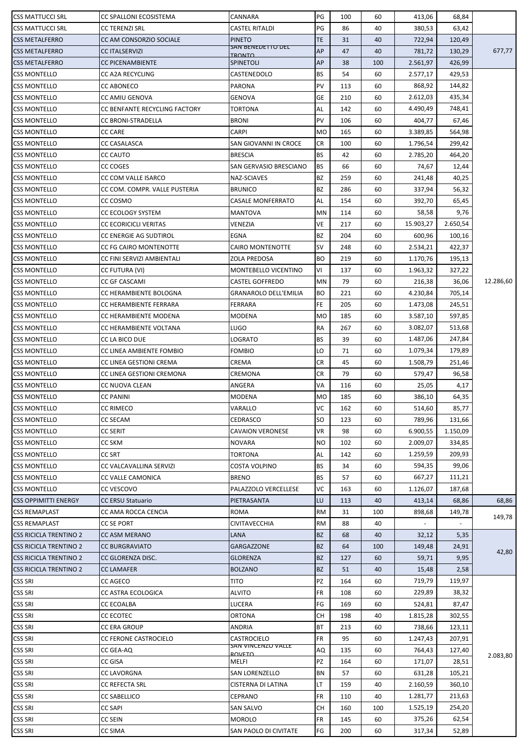| | | | | | | | | |
|---|---|---|---|---|---|---|---|---|
| CSS MATTUCCI SRL | CC SPALLONI ECOSISTEMA | CANNARA | PG | 100 | 60 | 413,06 | 68,84 | |
| CSS MATTUCCI SRL | CC TERENZI SRL | CASTEL RITALDI | PG | 86 | 40 | 380,53 | 63,42 | |
| CSS METALFERRO | CC AM CONSORZIO SOCIALE | PINETO | TE | 31 | 40 | 722,94 | 120,49 | 677,77 |
| CSS METALFERRO | CC ITALSERVIZI | SAN BENEDETTO DEL TRONTO | AP | 47 | 40 | 781,72 | 130,29 | |
| CSS METALFERRO | CC PICENAMBIENTE | SPINETOLI | AP | 38 | 100 | 2.561,97 | 426,99 | |
| CSS MONTELLO | CC A2A RECYCLING | CASTENEDOLO | BS | 54 | 60 | 2.577,17 | 429,53 | 12.286,60 |
| CSS MONTELLO | CC ABONECO | PARONA | PV | 113 | 60 | 868,92 | 144,82 | |
| CSS MONTELLO | CC AMIU GENOVA | GENOVA | GE | 210 | 60 | 2.612,03 | 435,34 | |
| CSS MONTELLO | CC BENFANTE RECYCLING FACTORY | TORTONA | AL | 142 | 60 | 4.490,49 | 748,41 | |
| CSS MONTELLO | CC BRONI-STRADELLA | BRONI | PV | 106 | 60 | 404,77 | 67,46 | |
| CSS MONTELLO | CC CARE | CARPI | MO | 165 | 60 | 3.389,85 | 564,98 | |
| CSS MONTELLO | CC CASALASCA | SAN GIOVANNI IN CROCE | CR | 100 | 60 | 1.796,54 | 299,42 | |
| CSS MONTELLO | CC CAUTO | BRESCIA | BS | 42 | 60 | 2.785,20 | 464,20 | |
| CSS MONTELLO | CC COGES | SAN GERVASIO BRESCIANO | BS | 66 | 60 | 74,67 | 12,44 | |
| CSS MONTELLO | CC COM VALLE ISARCO | NAZ-SCIAVES | BZ | 259 | 60 | 241,48 | 40,25 | |
| CSS MONTELLO | CC COM. COMPR. VALLE PUSTERIA | BRUNICO | BZ | 286 | 60 | 337,94 | 56,32 | |
| CSS MONTELLO | CC COSMO | CASALE MONFERRATO | AL | 154 | 60 | 392,70 | 65,45 | |
| CSS MONTELLO | CC ECOLOGY SYSTEM | MANTOVA | MN | 114 | 60 | 58,58 | 9,76 | |
| CSS MONTELLO | CC ECORICICLI VERITAS | VENEZIA | VE | 217 | 60 | 15.903,27 | 2.650,54 | |
| CSS MONTELLO | CC ENERGIE AG SUDTIROL | EGNA | BZ | 204 | 60 | 600,96 | 100,16 | |
| CSS MONTELLO | CC FG CAIRO MONTENOTTE | CAIRO MONTENOTTE | SV | 248 | 60 | 2.534,21 | 422,37 | |
| CSS MONTELLO | CC FINI SERVIZI AMBIENTALI | ZOLA PREDOSA | BO | 219 | 60 | 1.170,76 | 195,13 | |
| CSS MONTELLO | CC FUTURA (VI) | MONTEBELLO VICENTINO | VI | 137 | 60 | 1.963,32 | 327,22 | |
| CSS MONTELLO | CC GF CASCAMI | CASTEL GOFFREDO | MN | 79 | 60 | 216,38 | 36,06 | |
| CSS MONTELLO | CC HERAMBIENTE BOLOGNA | GRANAROLO DELL'EMILIA | BO | 221 | 60 | 4.230,84 | 705,14 | |
| CSS MONTELLO | CC HERAMBIENTE FERRARA | FERRARA | FE | 205 | 60 | 1.473,08 | 245,51 | |
| CSS MONTELLO | CC HERAMBIENTE MODENA | MODENA | MO | 185 | 60 | 3.587,10 | 597,85 | |
| CSS MONTELLO | CC HERAMBIENTE VOLTANA | LUGO | RA | 267 | 60 | 3.082,07 | 513,68 | |
| CSS MONTELLO | CC LA BICO DUE | LOGRATO | BS | 39 | 60 | 1.487,06 | 247,84 | |
| CSS MONTELLO | CC LINEA AMBIENTE FOMBIO | FOMBIO | LO | 71 | 60 | 1.079,34 | 179,89 | |
| CSS MONTELLO | CC LINEA GESTIONI CREMA | CREMA | CR | 45 | 60 | 1.508,79 | 251,46 | |
| CSS MONTELLO | CC LINEA GESTIONI CREMONA | CREMONA | CR | 79 | 60 | 579,47 | 96,58 | |
| CSS MONTELLO | CC NUOVA CLEAN | ANGERA | VA | 116 | 60 | 25,05 | 4,17 | |
| CSS MONTELLO | CC PANINI | MODENA | MO | 185 | 60 | 386,10 | 64,35 | |
| CSS MONTELLO | CC RIMECO | VARALLO | VC | 162 | 60 | 514,60 | 85,77 | |
| CSS MONTELLO | CC SECAM | CEDRASCO | SO | 123 | 60 | 789,96 | 131,66 | |
| CSS MONTELLO | CC SERIT | CAVAION VERONESE | VR | 98 | 60 | 6.900,55 | 1.150,09 | |
| CSS MONTELLO | CC SKM | NOVARA | NO | 102 | 60 | 2.009,07 | 334,85 | |
| CSS MONTELLO | CC SRT | TORTONA | AL | 142 | 60 | 1.259,59 | 209,93 | |
| CSS MONTELLO | CC VALCAVALLINA SERVIZI | COSTA VOLPINO | BS | 34 | 60 | 594,35 | 99,06 | |
| CSS MONTELLO | CC VALLE CAMONICA | BRENO | BS | 57 | 60 | 667,27 | 111,21 | |
| CSS MONTELLO | CC VESCOVO | PALAZZOLO VERCELLESE | VC | 163 | 60 | 1.126,07 | 187,68 | |
| CSS OPPIMITTI ENERGY | CC ERSU Statuario | PIETRASANTA | LU | 113 | 40 | 413,14 | 68,86 | 68,86 |
| CSS REMAPLAST | CC AMA ROCCA CENCIA | ROMA | RM | 31 | 100 | 898,68 | 149,78 | 149,78 |
| CSS REMAPLAST | CC SE PORT | CIVITAVECCHIA | RM | 88 | 40 | - | - | |
| CSS RICICLA TRENTINO 2 | CC ASM MERANO | LANA | BZ | 68 | 40 | 32,12 | 5,35 | 42,80 |
| CSS RICICLA TRENTINO 2 | CC BURGRAVIATO | GARGAZZONE | BZ | 64 | 100 | 149,48 | 24,91 | |
| CSS RICICLA TRENTINO 2 | CC GLORENZA DISC. | GLORENZA | BZ | 127 | 60 | 59,71 | 9,95 | |
| CSS RICICLA TRENTINO 2 | CC LAMAFER | BOLZANO | BZ | 51 | 40 | 15,48 | 2,58 | |
| CSS SRI | CC AGECO | TITO | PZ | 164 | 60 | 719,79 | 119,97 | 2.083,80 |
| CSS SRI | CC ASTRA ECOLOGICA | ALVITO | FR | 108 | 60 | 229,89 | 38,32 | |
| CSS SRI | CC ECOALBA | LUCERA | FG | 169 | 60 | 524,81 | 87,47 | |
| CSS SRI | CC ECOTEC | ORTONA | CH | 198 | 40 | 1.815,28 | 302,55 | |
| CSS SRI | CC ERA GROUP | ANDRIA | BT | 213 | 60 | 738,66 | 123,11 | |
| CSS SRI | CC FERONE CASTROCIELO | CASTROCIELO | FR | 95 | 60 | 1.247,43 | 207,91 | |
| CSS SRI | CC GEA-AQ | SAN VINCENZO VALLE ROVETO | AQ | 135 | 60 | 764,43 | 127,40 | |
| CSS SRI | CC GISA | MELFI | PZ | 164 | 60 | 171,07 | 28,51 | |
| CSS SRI | CC LAVORGNA | SAN LORENZELLO | BN | 57 | 60 | 631,28 | 105,21 | |
| CSS SRI | CC REFECTA SRL | CISTERNA DI LATINA | LT | 159 | 40 | 2.160,59 | 360,10 | |
| CSS SRI | CC SABELLICO | CEPRANO | FR | 110 | 40 | 1.281,77 | 213,63 | |
| CSS SRI | CC SAPI | SAN SALVO | CH | 160 | 100 | 1.525,19 | 254,20 | |
| CSS SRI | CC SEIN | MOROLO | FR | 145 | 60 | 375,26 | 62,54 | |
| CSS SRI | CC SIMA | SAN PAOLO DI CIVITATE | FG | 200 | 60 | 317,34 | 52,89 | |